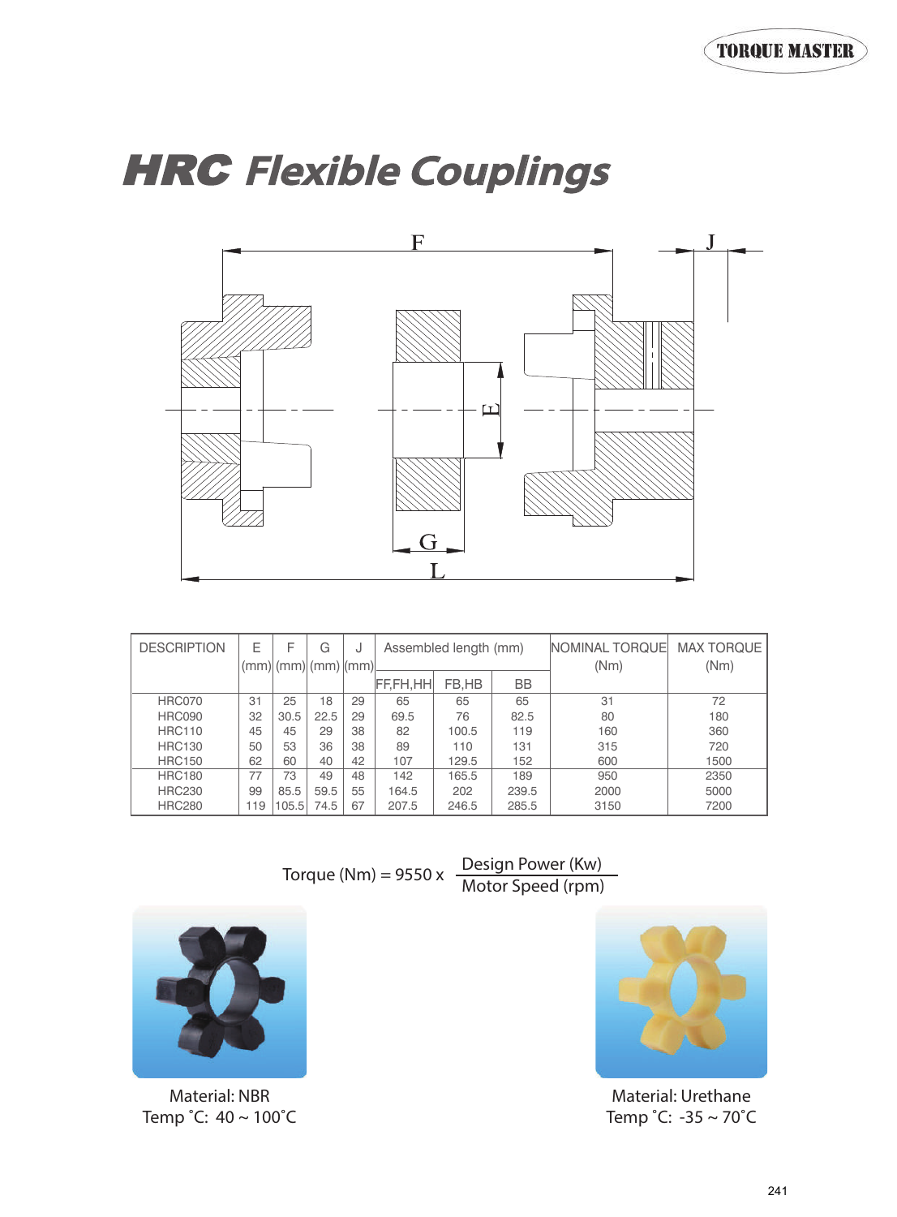# HRC Flexible Couplings

F

J

E

G

L

| DESCRIPTION | E (mm) | F (mm) | G (mm) | J (mm) | Assembled length (mm) | | | NOMINAL TORQUE (Nm) | MAX TORQUE (Nm) |
|---|---|---|---|---|---|---|---|---|---|
| | | | | | FF,FH,HH | FB,HB | BB | | |
| HRC070 | 31 | 25 | 18 | 29 | 65 | 65 | 65 | 31 | 72 |
| HRC090 | 32 | 30.5 | 22.5 | 29 | 69.5 | 76 | 82.5 | 80 | 180 |
| HRC110 | 45 | 45 | 29 | 38 | 82 | 100.5 | 119 | 160 | 360 |
| HRC130 | 50 | 53 | 36 | 38 | 89 | 110 | 131 | 315 | 720 |
| HRC150 | 62 | 60 | 40 | 42 | 107 | 129.5 | 152 | 600 | 1500 |
| HRC180 | 77 | 73 | 49 | 48 | 142 | 165.5 | 189 | 950 | 2350 |
| HRC230 | 99 | 85.5 | 59.5 | 55 | 164.5 | 202 | 239.5 | 2000 | 5000 |
| HRC280 | 119 | 105.5 | 74.5 | 67 | 207.5 | 246.5 | 285.5 | 3150 | 7200 |

$$\text{Torque (Nm)} = 9550 \times \frac{\text{Design Power (Kw)}}{\text{Motor Speed (rpm)}}$$

Material: NBR
Temp ˚C: 40 ~ 100˚C

Material: Urethane
Temp ˚C: -35 ~ 70˚C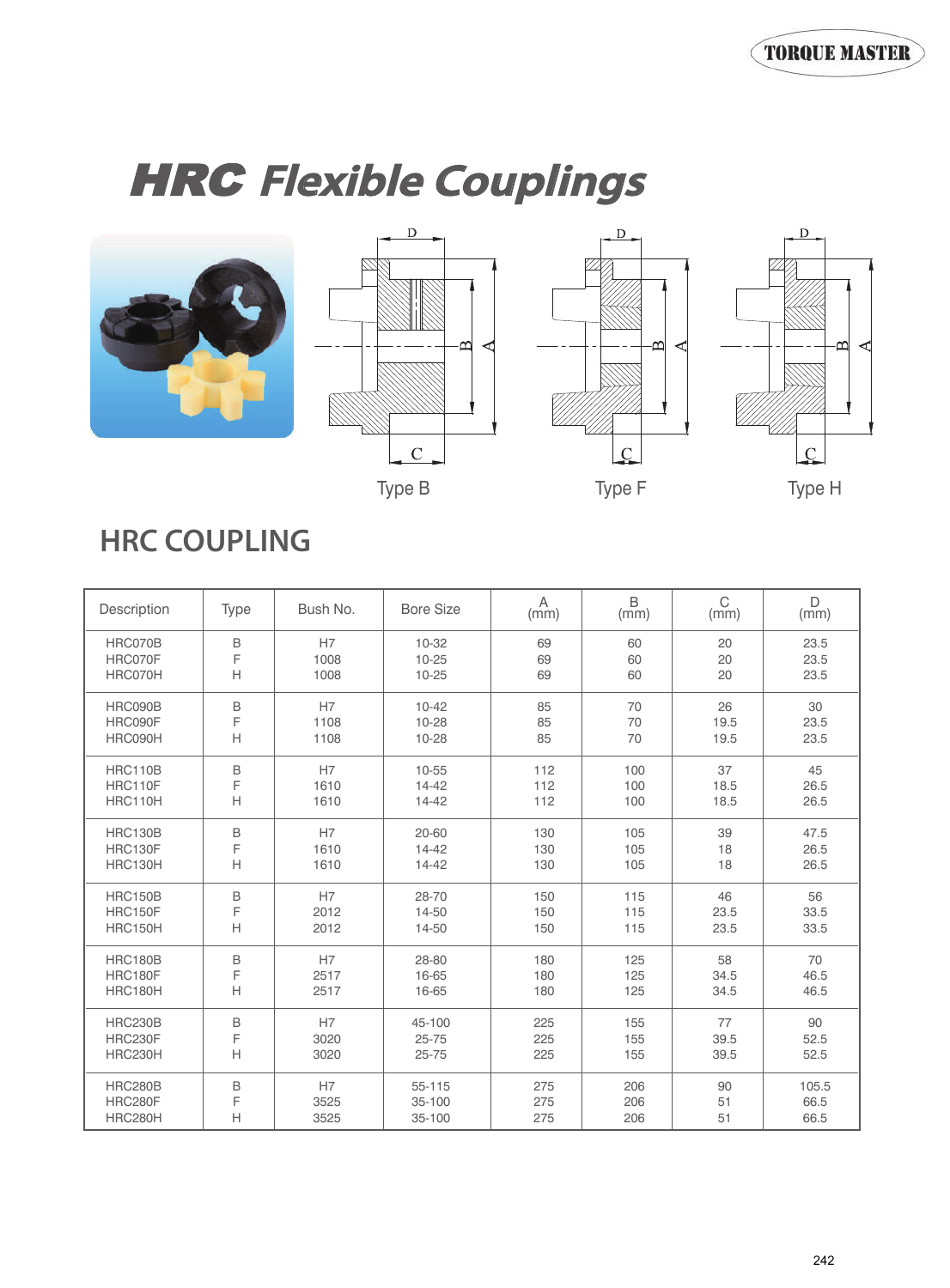# HRC Flexible Couplings

Type B

Type F

Type H

## HRC COUPLING

| Description | Type | Bush No. | Bore Size | A (mm) | B (mm) | C (mm) | D (mm) |
|---|---|---|---|---|---|---|---|
| HRC070B<br>HRC070F<br>HRC070H | B<br>F<br>H | H7<br>1008<br>1008 | 10-32<br>10-25<br>10-25 | 69<br>69<br>69 | 60<br>60<br>60 | 20<br>20<br>20 | 23.5<br>23.5<br>23.5 |
| HRC090B<br>HRC090F<br>HRC090H | B<br>F<br>H | H7<br>1108<br>1108 | 10-42<br>10-28<br>10-28 | 85<br>85<br>85 | 70<br>70<br>70 | 26<br>19.5<br>19.5 | 30<br>23.5<br>23.5 |
| HRC110B<br>HRC110F<br>HRC110H | B<br>F<br>H | H7<br>1610<br>1610 | 10-55<br>14-42<br>14-42 | 112<br>112<br>112 | 100<br>100<br>100 | 37<br>18.5<br>18.5 | 45<br>26.5<br>26.5 |
| HRC130B<br>HRC130F<br>HRC130H | B<br>F<br>H | H7<br>1610<br>1610 | 20-60<br>14-42<br>14-42 | 130<br>130<br>130 | 105<br>105<br>105 | 39<br>18<br>18 | 47.5<br>26.5<br>26.5 |
| HRC150B<br>HRC150F<br>HRC150H | B<br>F<br>H | H7<br>2012<br>2012 | 28-70<br>14-50<br>14-50 | 150<br>150<br>150 | 115<br>115<br>115 | 46<br>23.5<br>23.5 | 56<br>33.5<br>33.5 |
| HRC180B<br>HRC180F<br>HRC180H | B<br>F<br>H | H7<br>2517<br>2517 | 28-80<br>16-65<br>16-65 | 180<br>180<br>180 | 125<br>125<br>125 | 58<br>34.5<br>34.5 | 70<br>46.5<br>46.5 |
| HRC230B<br>HRC230F<br>HRC230H | B<br>F<br>H | H7<br>3020<br>3020 | 45-100<br>25-75<br>25-75 | 225<br>225<br>225 | 155<br>155<br>155 | 77<br>39.5<br>39.5 | 90<br>52.5<br>52.5 |
| HRC280B<br>HRC280F<br>HRC280H | B<br>F<br>H | H7<br>3525<br>3525 | 55-115<br>35-100<br>35-100 | 275<br>275<br>275 | 206<br>206<br>206 | 90<br>51<br>51 | 105.5<br>66.5<br>66.5 |